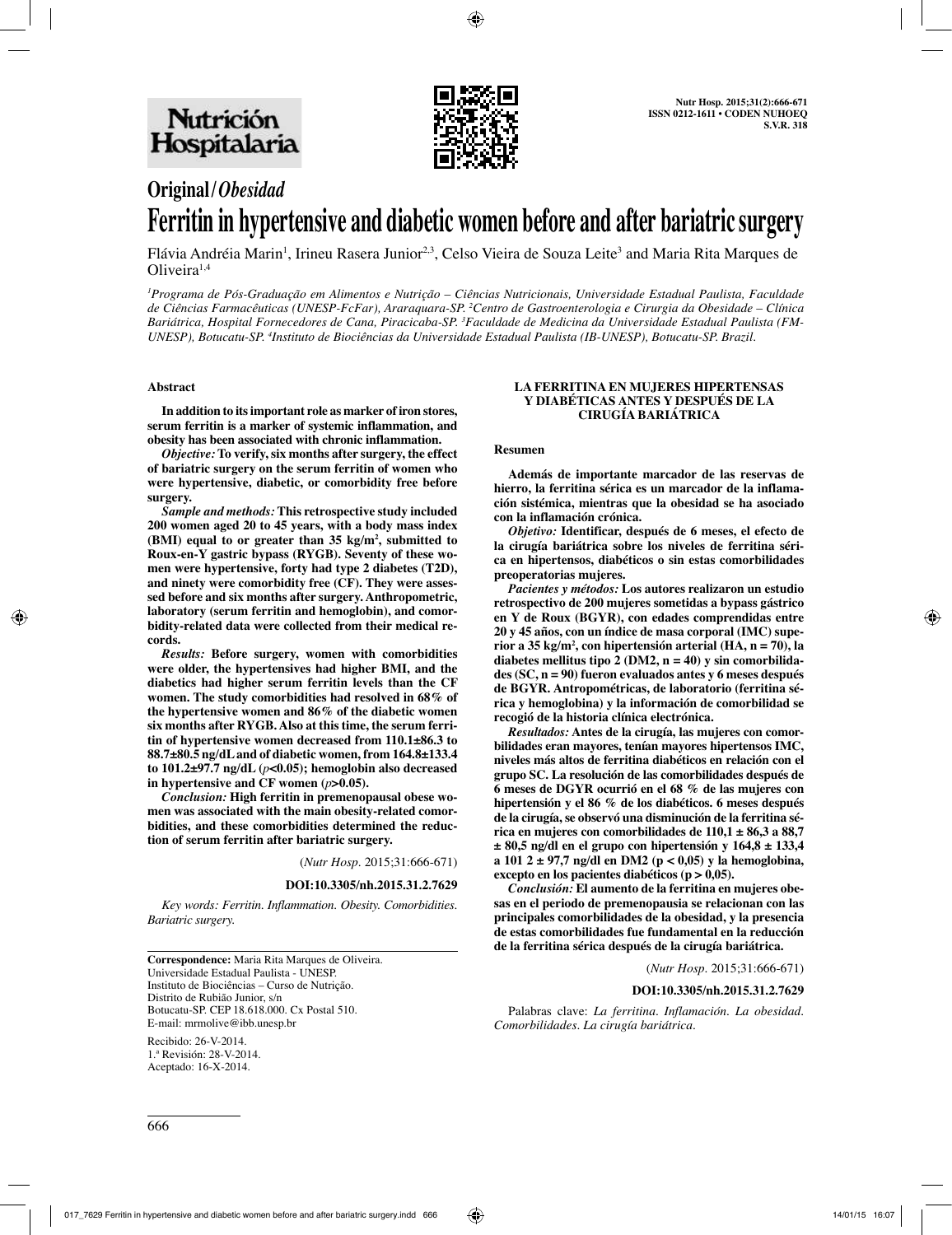Original / *Obesidad*

# Ferritin in hypertensive and diabetic women before and after bariatric surgery

Flávia Andréia Marin[1], Irineu Rasera Junior[2,3], Celso Vieira de Souza Leite[3] and Maria Rita Marques de Oliveira[1,4]

*[1]Programa de Pós-Graduação em Alimentos e Nutrição – Ciências Nutricionais, Universidade Estadual Paulista, Faculdade de Ciências Farmacêuticas (UNESP-FcFar), Araraquara-SP. [2]Centro de Gastroenterologia e Cirurgia da Obesidade – Clínica Bariátrica, Hospital Fornecedores de Cana, Piracicaba-SP. [3]Faculdade de Medicina da Universidade Estadual Paulista (FM-UNESP), Botucatu-SP. [4]Instituto de Biociências da Universidade Estadual Paulista (IB-UNESP), Botucatu-SP. Brazil.*

### Abstract

**In addition to its important role as marker of iron stores, serum ferritin is a marker of systemic inflammation, and obesity has been associated with chronic inflammation.**

***Objective:*** **To verify, six months after surgery, the effect of bariatric surgery on the serum ferritin of women who were hypertensive, diabetic, or comorbidity free before surgery.**

***Sample and methods:*** **This retrospective study included 200 women aged 20 to 45 years, with a body mass index (BMI) equal to or greater than 35 kg/m$^2$, submitted to Roux-en-Y gastric bypass (RYGB). Seventy of these women were hypertensive, forty had type 2 diabetes (T2D), and ninety were comorbidity free (CF). They were assessed before and six months after surgery. Anthropometric, laboratory (serum ferritin and hemoglobin), and comorbidity-related data were collected from their medical records.**

***Results:*** **Before surgery, women with comorbidities were older, the hypertensives had higher BMI, and the diabetics had higher serum ferritin levels than the CF women. The study comorbidities had resolved in 68% of the hypertensive women and 86% of the diabetic women six months after RYGB. Also at this time, the serum ferritin of hypertensive women decreased from 110.1±86.3 to 88.7±80.5 ng/dL and of diabetic women, from 164.8±133.4 to 101.2±97.7 ng/dL ($p$<0.05); hemoglobin also decreased in hypertensive and CF women ($p$>0.05).**

***Conclusion:*** **High ferritin in premenopausal obese women was associated with the main obesity-related comorbidities, and these comorbidities determined the reduction of serum ferritin after bariatric surgery.**

(*Nutr Hosp.* 2015;31:666-671)

**DOI:10.3305/nh.2015.31.2.7629**

*Key words: Ferritin. Inflammation. Obesity. Comorbidities. Bariatric surgery.*

**Correspondence:** Maria Rita Marques de Oliveira.
Universidade Estadual Paulista - UNESP.
Instituto de Biociências – Curso de Nutrição.
Distrito de Rubião Junior, s/n
Botucatu-SP. CEP 18.618.000. Cx Postal 510.
E-mail: mrmolive@ibb.unesp.br

Recibido: 26-V-2014.
1.ª Revisión: 28-V-2014.
Aceptado: 16-X-2014.

### LA FERRITINA EN MUJERES HIPERTENSAS Y DIABÉTICAS ANTES Y DESPUÉS DE LA CIRUGÍA BARIÁTRICA

### Resumen

**Además de importante marcador de las reservas de hierro, la ferritina sérica es un marcador de la inflamación sistémica, mientras que la obesidad se ha asociado con la inflamación crónica.**

***Objetivo:*** **Identificar, después de 6 meses, el efecto de la cirugía bariátrica sobre los niveles de ferritina sérica en hipertensos, diabéticos o sin estas comorbilidades preoperatorias mujeres.**

***Pacientes y métodos:*** **Los autores realizaron un estudio retrospectivo de 200 mujeres sometidas a bypass gástrico en Y de Roux (BGYR), con edades comprendidas entre 20 y 45 años, con un índice de masa corporal (IMC) superior a 35 kg/m$^2$, con hipertensión arterial (HA, n = 70), la diabetes mellitus tipo 2 (DM2, n = 40) y sin comorbilidades (SC, n = 90) fueron evaluados antes y 6 meses después de BGYR. Antropométricas, de laboratorio (ferritina sérica y hemoglobina) y la información de comorbilidad se recogió de la historia clínica electrónica.**

***Resultados:*** **Antes de la cirugía, las mujeres con comorbilidades eran mayores, tenían mayores hipertensos IMC, niveles más altos de ferritina diabéticos en relación con el grupo SC. La resolución de las comorbilidades después de 6 meses de DGYR ocurrió en el 68 % de las mujeres con hipertensión y el 86 % de los diabéticos. 6 meses después de la cirugía, se observó una disminución de la ferritina sérica en mujeres con comorbilidades de 110,1 ± 86,3 a 88,7 ± 80,5 ng/dl en el grupo con hipertensión y 164,8 ± 133,4 a 101 2 ± 97,7 ng/dl en DM2 (p < 0,05) y la hemoglobina, excepto en los pacientes diabéticos (p > 0,05).**

***Conclusión:*** **El aumento de la ferritina en mujeres obesas en el periodo de premenopausia se relacionan con las principales comorbilidades de la obesidad, y la presencia de estas comorbilidades fue fundamental en la reducción de la ferritina sérica después de la cirugía bariátrica.**

(*Nutr Hosp.* 2015;31:666-671)

**DOI:10.3305/nh.2015.31.2.7629**

Palabras clave: *La ferritina. Inflamación. La obesidad. Comorbilidades. La cirugía bariátrica.*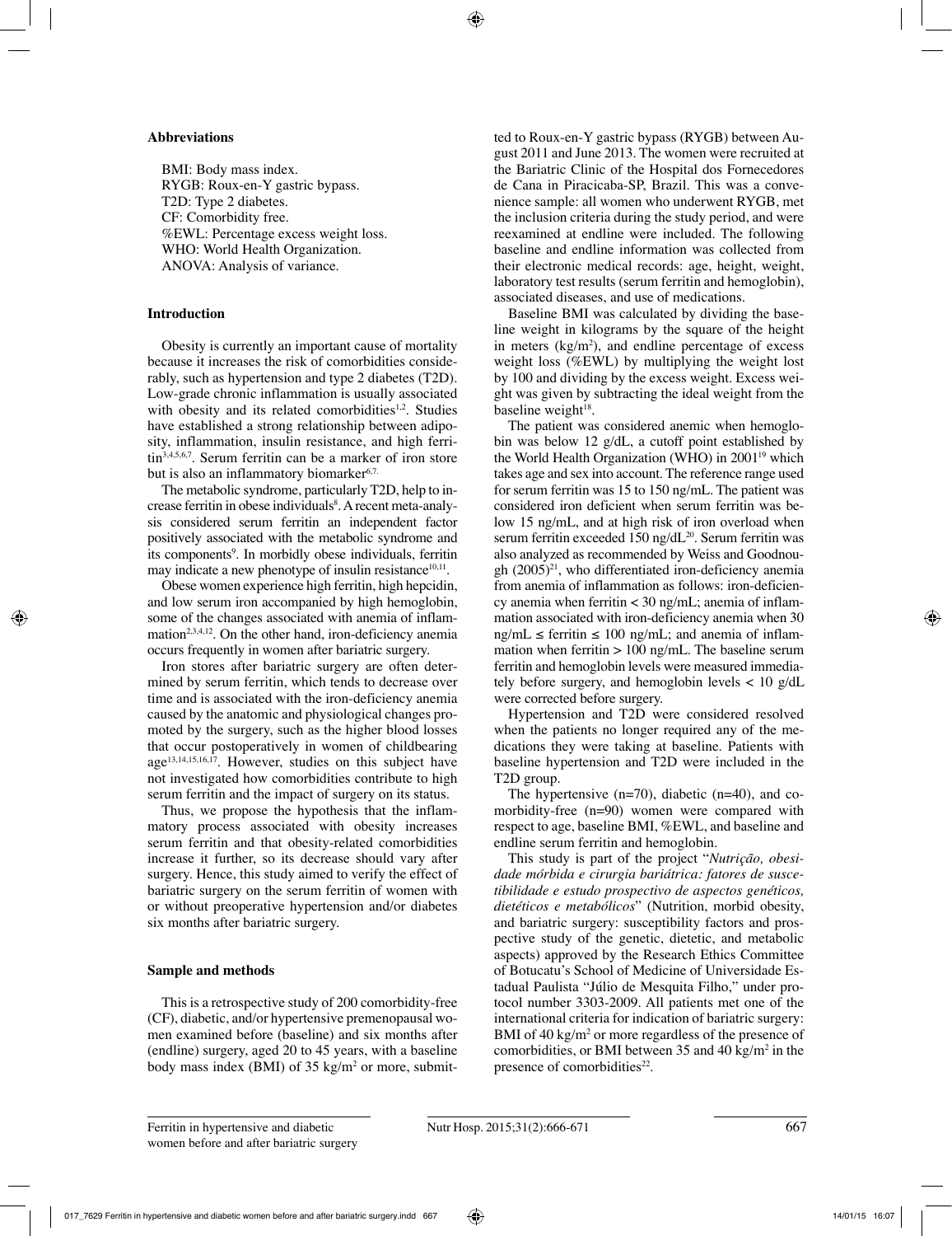### Abbreviations

BMI: Body mass index.
RYGB: Roux-en-Y gastric bypass.
T2D: Type 2 diabetes.
CF: Comorbidity free.
%EWL: Percentage excess weight loss.
WHO: World Health Organization.
ANOVA: Analysis of variance.

### Introduction

Obesity is currently an important cause of mortality because it increases the risk of comorbidities considerably, such as hypertension and type 2 diabetes (T2D). Low-grade chronic inflammation is usually associated with obesity and its related comorbidities[1,2]. Studies have established a strong relationship between adiposity, inflammation, insulin resistance, and high ferritin[3,4,5,6,7]. Serum ferritin can be a marker of iron store but is also an inflammatory biomarker[6,7].

The metabolic syndrome, particularly T2D, help to increase ferritin in obese individuals[8]. A recent meta-analysis considered serum ferritin an independent factor positively associated with the metabolic syndrome and its components[9]. In morbidly obese individuals, ferritin may indicate a new phenotype of insulin resistance[10,11].

Obese women experience high ferritin, high hepcidin, and low serum iron accompanied by high hemoglobin, some of the changes associated with anemia of inflammation[2,3,4,12]. On the other hand, iron-deficiency anemia occurs frequently in women after bariatric surgery.

Iron stores after bariatric surgery are often determined by serum ferritin, which tends to decrease over time and is associated with the iron-deficiency anemia caused by the anatomic and physiological changes promoted by the surgery, such as the higher blood losses that occur postoperatively in women of childbearing age[13,14,15,16,17]. However, studies on this subject have not investigated how comorbidities contribute to high serum ferritin and the impact of surgery on its status.

Thus, we propose the hypothesis that the inflammatory process associated with obesity increases serum ferritin and that obesity-related comorbidities increase it further, so its decrease should vary after surgery. Hence, this study aimed to verify the effect of bariatric surgery on the serum ferritin of women with or without preoperative hypertension and/or diabetes six months after bariatric surgery.

### Sample and methods

This is a retrospective study of 200 comorbidity-free (CF), diabetic, and/or hypertensive premenopausal women examined before (baseline) and six months after (endline) surgery, aged 20 to 45 years, with a baseline body mass index (BMI) of 35 $kg/m^2$ or more, submitted to Roux-en-Y gastric bypass (RYGB) between August 2011 and June 2013. The women were recruited at the Bariatric Clinic of the Hospital dos Fornecedores de Cana in Piracicaba-SP, Brazil. This was a convenience sample: all women who underwent RYGB, met the inclusion criteria during the study period, and were reexamined at endline were included. The following baseline and endline information was collected from their electronic medical records: age, height, weight, laboratory test results (serum ferritin and hemoglobin), associated diseases, and use of medications.

Baseline BMI was calculated by dividing the baseline weight in kilograms by the square of the height in meters ($kg/m^2$), and endline percentage of excess weight loss (%EWL) by multiplying the weight lost by 100 and dividing by the excess weight. Excess weight was given by subtracting the ideal weight from the baseline weight[18].

The patient was considered anemic when hemoglobin was below 12 g/dL, a cutoff point established by the World Health Organization (WHO) in 2001[19] which takes age and sex into account. The reference range used for serum ferritin was 15 to 150 ng/mL. The patient was considered iron deficient when serum ferritin was below 15 ng/mL, and at high risk of iron overload when serum ferritin exceeded 150 ng/dL[20]. Serum ferritin was also analyzed as recommended by Weiss and Goodnough (2005)[21], who differentiated iron-deficiency anemia from anemia of inflammation as follows: iron-deficiency anemia when ferritin < 30 ng/mL; anemia of inflammation associated with iron-deficiency anemia when 30 ng/mL ≤ ferritin ≤ 100 ng/mL; and anemia of inflammation when ferritin > 100 ng/mL. The baseline serum ferritin and hemoglobin levels were measured immediately before surgery, and hemoglobin levels < 10 g/dL were corrected before surgery.

Hypertension and T2D were considered resolved when the patients no longer required any of the medications they were taking at baseline. Patients with baseline hypertension and T2D were included in the T2D group.

The hypertensive (n=70), diabetic (n=40), and comorbidity-free (n=90) women were compared with respect to age, baseline BMI, %EWL, and baseline and endline serum ferritin and hemoglobin.

This study is part of the project "*Nutrição, obesidade mórbida e cirurgia bariátrica: fatores de suscetibilidade e estudo prospectivo de aspectos genéticos, dietéticos e metabólicos*" (Nutrition, morbid obesity, and bariatric surgery: susceptibility factors and prospective study of the genetic, dietetic, and metabolic aspects) approved by the Research Ethics Committee of Botucatu's School of Medicine of Universidade Estadual Paulista "Júlio de Mesquita Filho," under protocol number 3303-2009. All patients met one of the international criteria for indication of bariatric surgery: BMI of 40 $kg/m^2$ or more regardless of the presence of comorbidities, or BMI between 35 and 40 $kg/m^2$ in the presence of comorbidities[22].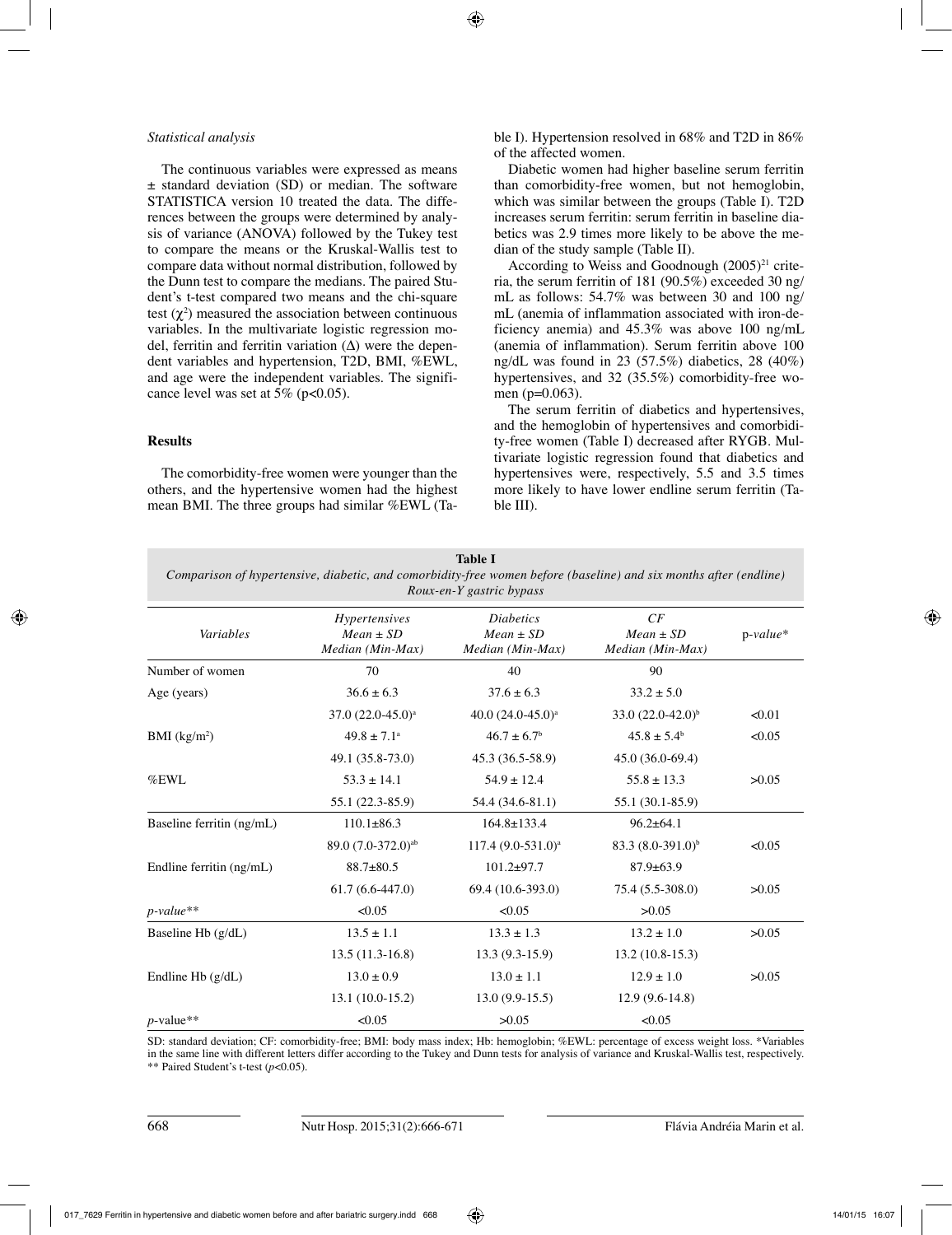*Statistical analysis*

The continuous variables were expressed as means ± standard deviation (SD) or median. The software STATISTICA version 10 treated the data. The differences between the groups were determined by analysis of variance (ANOVA) followed by the Tukey test to compare the means or the Kruskal-Wallis test to compare data without normal distribution, followed by the Dunn test to compare the medians. The paired Student's t-test compared two means and the chi-square test ($\chi^2$) measured the association between continuous variables. In the multivariate logistic regression model, ferritin and ferritin variation ($\Delta$) were the dependent variables and hypertension, T2D, BMI, %EWL, and age were the independent variables. The significance level was set at 5% ($p<0.05$).

## Results

The comorbidity-free women were younger than the others, and the hypertensive women had the highest mean BMI. The three groups had similar %EWL (Table I). Hypertension resolved in 68% and T2D in 86% of the affected women.

Diabetic women had higher baseline serum ferritin than comorbidity-free women, but not hemoglobin, which was similar between the groups (Table I). T2D increases serum ferritin: serum ferritin in baseline diabetics was 2.9 times more likely to be above the median of the study sample (Table II).

According to Weiss and Goodnough (2005)[21] criteria, the serum ferritin of 181 (90.5%) exceeded 30 ng/mL as follows: 54.7% was between 30 and 100 ng/mL (anemia of inflammation associated with iron-deficiency anemia) and 45.3% was above 100 ng/mL (anemia of inflammation). Serum ferritin above 100 ng/dL was found in 23 (57.5%) diabetics, 28 (40%) hypertensives, and 32 (35.5%) comorbidity-free women (p=0.063).

The serum ferritin of diabetics and hypertensives, and the hemoglobin of hypertensives and comorbidity-free women (Table I) decreased after RYGB. Multivariate logistic regression found that diabetics and hypertensives were, respectively, 5.5 and 3.5 times more likely to have lower endline serum ferritin (Table III).

**Table I**
*Comparison of hypertensive, diabetic, and comorbidity-free women before (baseline) and six months after (endline) Roux-en-Y gastric bypass*

| *Variables* | *Hypertensives Mean ± SD Median (Min-Max)* | *Diabetics Mean ± SD Median (Min-Max)* | *CF Mean ± SD Median (Min-Max)* | p-*value** |
|---|---|---|---|---|
| Number of women | 70 | 40 | 90 | |
| Age (years) | 36.6 ± 6.3 | 37.6 ± 6.3 | 33.2 ± 5.0 | |
| | 37.0 (22.0-45.0)[a] | 40.0 (24.0-45.0)[a] | 33.0 (22.0-42.0)[b] | <0.01 |
| BMI (kg/m$^2$) | 49.8 ± 7.1[a] | 46.7 ± 6.7[b] | 45.8 ± 5.4[b] | <0.05 |
| | 49.1 (35.8-73.0) | 45.3 (36.5-58.9) | 45.0 (36.0-69.4) | |
| %EWL | 53.3 ± 14.1 | 54.9 ± 12.4 | 55.8 ± 13.3 | >0.05 |
| | 55.1 (22.3-85.9) | 54.4 (34.6-81.1) | 55.1 (30.1-85.9) | |
| Baseline ferritin (ng/mL) | 110.1±86.3 | 164.8±133.4 | 96.2±64.1 | |
| | 89.0 (7.0-372.0)[ab] | 117.4 (9.0-531.0)[a] | 83.3 (8.0-391.0)[b] | <0.05 |
| Endline ferritin (ng/mL) | 88.7±80.5 | 101.2±97.7 | 87.9±63.9 | |
| | 61.7 (6.6-447.0) | 69.4 (10.6-393.0) | 75.4 (5.5-308.0) | >0.05 |
| *p-value*** | <0.05 | <0.05 | >0.05 | |
| Baseline Hb (g/dL) | 13.5 ± 1.1 | 13.3 ± 1.3 | 13.2 ± 1.0 | >0.05 |
| | 13.5 (11.3-16.8) | 13.3 (9.3-15.9) | 13.2 (10.8-15.3) | |
| Endline Hb (g/dL) | 13.0 ± 0.9 | 13.0 ± 1.1 | 12.9 ± 1.0 | >0.05 |
| | 13.1 (10.0-15.2) | 13.0 (9.9-15.5) | 12.9 (9.6-14.8) | |
| *p*-value** | <0.05 | >0.05 | <0.05 | |

SD: standard deviation; CF: comorbidity-free; BMI: body mass index; Hb: hemoglobin; %EWL: percentage of excess weight loss. *Variables in the same line with different letters differ according to the Tukey and Dunn tests for analysis of variance and Kruskal-Wallis test, respectively. ** Paired Student's t-test ($p<0.05$).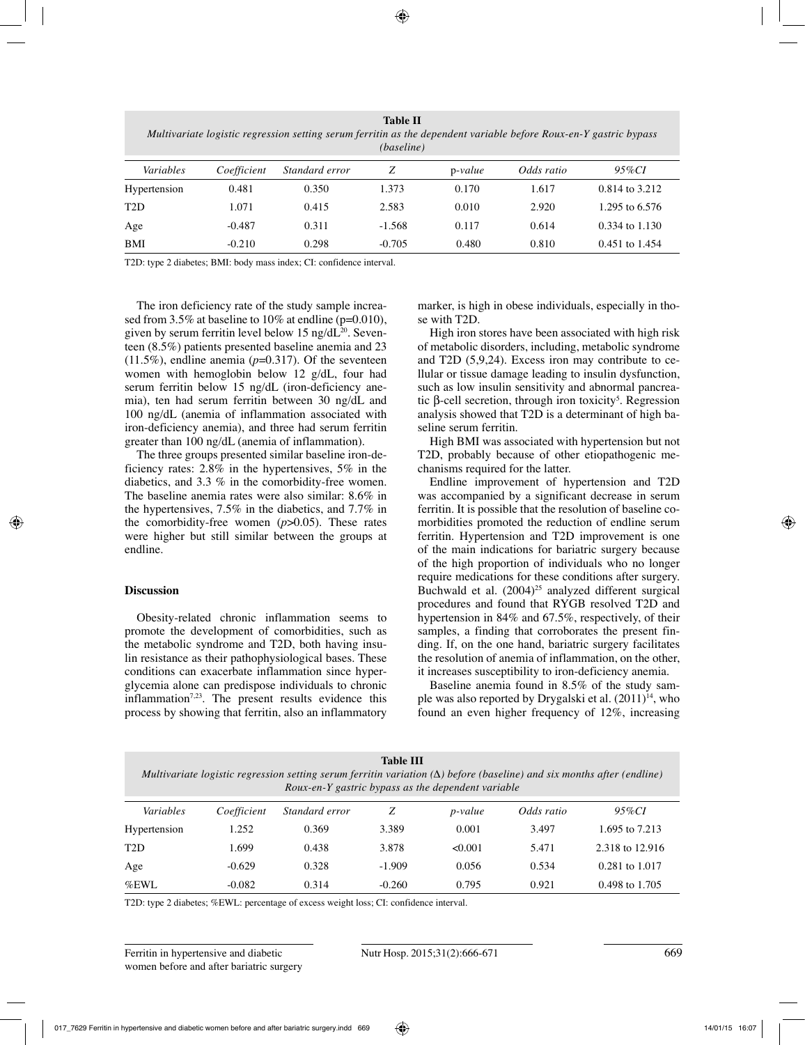**Table II**
*Multivariate logistic regression setting serum ferritin as the dependent variable before Roux-en-Y gastric bypass (baseline)*

| *Variables* | *Coefficient* | *Standard error* | *Z* | p-*value* | *Odds ratio* | *95%CI* |
|---|---|---|---|---|---|---|
| Hypertension | 0.481 | 0.350 | 1.373 | 0.170 | 1.617 | 0.814 to 3.212 |
| T2D | 1.071 | 0.415 | 2.583 | 0.010 | 2.920 | 1.295 to 6.576 |
| Age | -0.487 | 0.311 | -1.568 | 0.117 | 0.614 | 0.334 to 1.130 |
| BMI | -0.210 | 0.298 | -0.705 | 0.480 | 0.810 | 0.451 to 1.454 |

T2D: type 2 diabetes; BMI: body mass index; CI: confidence interval.

The iron deficiency rate of the study sample increased from 3.5% at baseline to 10% at endline (p=0.010), given by serum ferritin level below 15 ng/dL[20]. Seventeen (8.5%) patients presented baseline anemia and 23 (11.5%), endline anemia (*p*=0.317). Of the seventeen women with hemoglobin below 12 g/dL, four had serum ferritin below 15 ng/dL (iron-deficiency anemia), ten had serum ferritin between 30 ng/dL and 100 ng/dL (anemia of inflammation associated with iron-deficiency anemia), and three had serum ferritin greater than 100 ng/dL (anemia of inflammation).

The three groups presented similar baseline iron-deficiency rates: 2.8% in the hypertensives, 5% in the diabetics, and 3.3 % in the comorbidity-free women. The baseline anemia rates were also similar: 8.6% in the hypertensives, 7.5% in the diabetics, and 7.7% in the comorbidity-free women ($p$>0.05). These rates were higher but still similar between the groups at endline.

## Discussion

Obesity-related chronic inflammation seems to promote the development of comorbidities, such as the metabolic syndrome and T2D, both having insulin resistance as their pathophysiological bases. These conditions can exacerbate inflammation since hyperglycemia alone can predispose individuals to chronic inflammation[7,23]. The present results evidence this process by showing that ferritin, also an inflammatory marker, is high in obese individuals, especially in those with T2D.

High iron stores have been associated with high risk of metabolic disorders, including, metabolic syndrome and T2D (5,9,24). Excess iron may contribute to cellular or tissue damage leading to insulin dysfunction, such as low insulin sensitivity and abnormal pancreatic $\beta$-cell secretion, through iron toxicity[5]. Regression analysis showed that T2D is a determinant of high baseline serum ferritin.

High BMI was associated with hypertension but not T2D, probably because of other etiopathogenic mechanisms required for the latter.

Endline improvement of hypertension and T2D was accompanied by a significant decrease in serum ferritin. It is possible that the resolution of baseline comorbidities promoted the reduction of endline serum ferritin. Hypertension and T2D improvement is one of the main indications for bariatric surgery because of the high proportion of individuals who no longer require medications for these conditions after surgery. Buchwald et al. (2004)[25] analyzed different surgical procedures and found that RYGB resolved T2D and hypertension in 84% and 67.5%, respectively, of their samples, a finding that corroborates the present finding. If, on the one hand, bariatric surgery facilitates the resolution of anemia of inflammation, on the other, it increases susceptibility to iron-deficiency anemia.

Baseline anemia found in 8.5% of the study sample was also reported by Drygalski et al. (2011)[14], who found an even higher frequency of 12%, increasing

**Table III**
*Multivariate logistic regression setting serum ferritin variation (Δ) before (baseline) and six months after (endline) Roux-en-Y gastric bypass as the dependent variable*

| *Variables* | *Coefficient* | *Standard error* | *Z* | *p-value* | *Odds ratio* | *95%CI* |
|---|---|---|---|---|---|---|
| Hypertension | 1.252 | 0.369 | 3.389 | 0.001 | 3.497 | 1.695 to 7.213 |
| T2D | 1.699 | 0.438 | 3.878 | <0.001 | 5.471 | 2.318 to 12.916 |
| Age | -0.629 | 0.328 | -1.909 | 0.056 | 0.534 | 0.281 to 1.017 |
| %EWL | -0.082 | 0.314 | -0.260 | 0.795 | 0.921 | 0.498 to 1.705 |

T2D: type 2 diabetes; %EWL: percentage of excess weight loss; CI: confidence interval.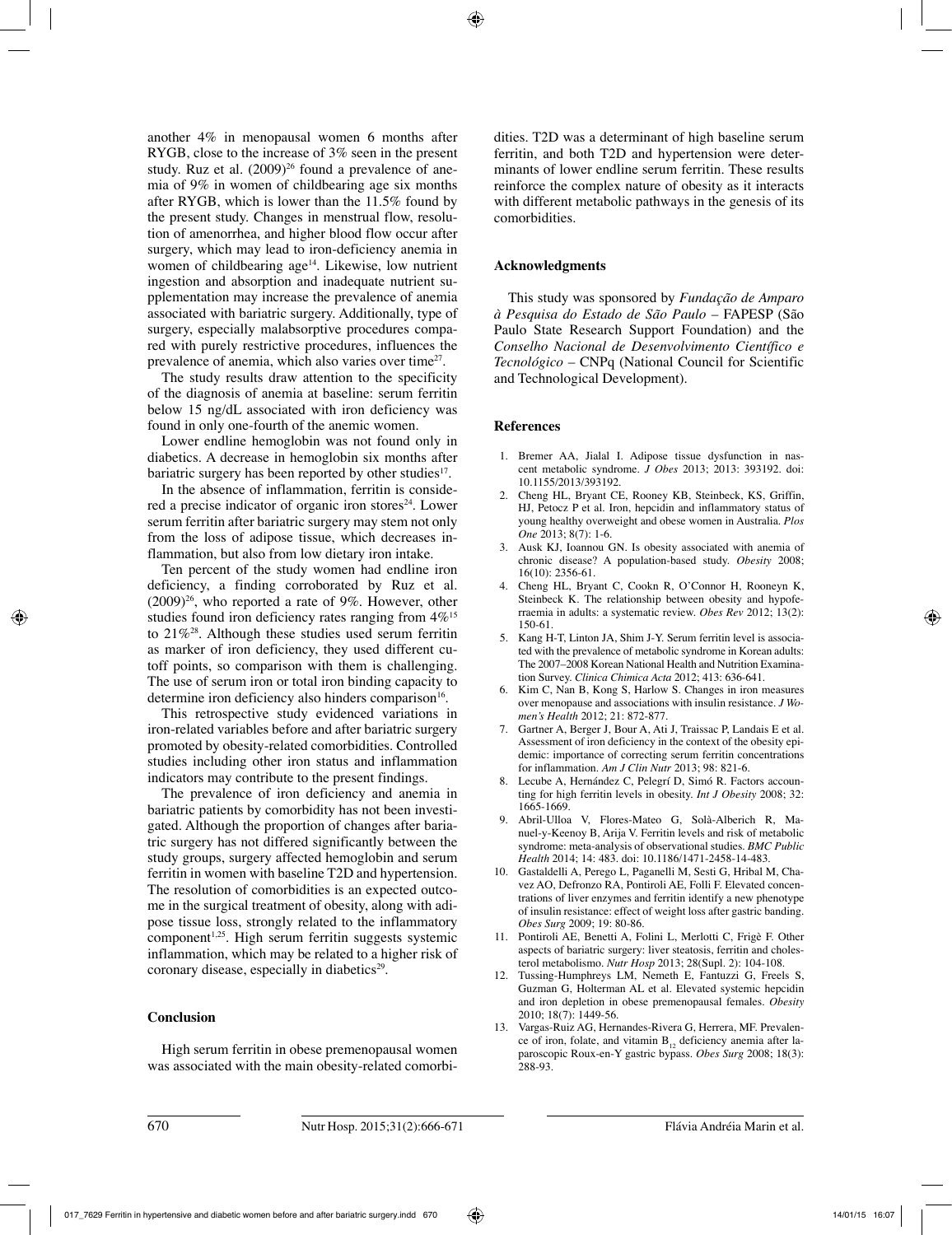another 4% in menopausal women 6 months after RYGB, close to the increase of 3% seen in the present study. Ruz et al. (2009)[26] found a prevalence of anemia of 9% in women of childbearing age six months after RYGB, which is lower than the 11.5% found by the present study. Changes in menstrual flow, resolution of amenorrhea, and higher blood flow occur after surgery, which may lead to iron-deficiency anemia in women of childbearing age[14]. Likewise, low nutrient ingestion and absorption and inadequate nutrient supplementation may increase the prevalence of anemia associated with bariatric surgery. Additionally, type of surgery, especially malabsorptive procedures compared with purely restrictive procedures, influences the prevalence of anemia, which also varies over time[27].

The study results draw attention to the specificity of the diagnosis of anemia at baseline: serum ferritin below 15 ng/dL associated with iron deficiency was found in only one-fourth of the anemic women.

Lower endline hemoglobin was not found only in diabetics. A decrease in hemoglobin six months after bariatric surgery has been reported by other studies[17].

In the absence of inflammation, ferritin is considered a precise indicator of organic iron stores[24]. Lower serum ferritin after bariatric surgery may stem not only from the loss of adipose tissue, which decreases inflammation, but also from low dietary iron intake.

Ten percent of the study women had endline iron deficiency, a finding corroborated by Ruz et al. (2009)[26], who reported a rate of 9%. However, other studies found iron deficiency rates ranging from 4%[15] to 21%[28]. Although these studies used serum ferritin as marker of iron deficiency, they used different cutoff points, so comparison with them is challenging. The use of serum iron or total iron binding capacity to determine iron deficiency also hinders comparison[16].

This retrospective study evidenced variations in iron-related variables before and after bariatric surgery promoted by obesity-related comorbidities. Controlled studies including other iron status and inflammation indicators may contribute to the present findings.

The prevalence of iron deficiency and anemia in bariatric patients by comorbidity has not been investigated. Although the proportion of changes after bariatric surgery has not differed significantly between the study groups, surgery affected hemoglobin and serum ferritin in women with baseline T2D and hypertension. The resolution of comorbidities is an expected outcome in the surgical treatment of obesity, along with adipose tissue loss, strongly related to the inflammatory component[1,25]. High serum ferritin suggests systemic inflammation, which may be related to a higher risk of coronary disease, especially in diabetics[29].

## Conclusion

High serum ferritin in obese premenopausal women was associated with the main obesity-related comorbidities. T2D was a determinant of high baseline serum ferritin, and both T2D and hypertension were determinants of lower endline serum ferritin. These results reinforce the complex nature of obesity as it interacts with different metabolic pathways in the genesis of its comorbidities.

## Acknowledgments

This study was sponsored by *Fundação de Amparo à Pesquisa do Estado de São Paulo* – FAPESP (São Paulo State Research Support Foundation) and the *Conselho Nacional de Desenvolvimento Científico e Tecnológico* – CNPq (National Council for Scientific and Technological Development).

## References

1. Bremer AA, Jialal I. Adipose tissue dysfunction in nascent metabolic syndrome. *J Obes* 2013; 2013: 393192. doi: 10.1155/2013/393192.
2. Cheng HL, Bryant CE, Rooney KB, Steinbeck, KS, Griffin, HJ, Petocz P et al. Iron, hepcidin and inflammatory status of young healthy overweight and obese women in Australia. *Plos One* 2013; 8(7): 1-6.
3. Ausk KJ, Ioannou GN. Is obesity associated with anemia of chronic disease? A population-based study. *Obesity* 2008; 16(10): 2356-61.
4. Cheng HL, Bryant C, Cookn R, O'Connor H, Rooneyn K, Steinbeck K. The relationship between obesity and hypoferraemia in adults: a systematic review. *Obes Rev* 2012; 13(2): 150-61.
5. Kang H-T, Linton JA, Shim J-Y. Serum ferritin level is associated with the prevalence of metabolic syndrome in Korean adults: The 2007–2008 Korean National Health and Nutrition Examination Survey. *Clinica Chimica Acta* 2012; 413: 636-641.
6. Kim C, Nan B, Kong S, Harlow S. Changes in iron measures over menopause and associations with insulin resistance. *J Women's Health* 2012; 21: 872-877.
7. Gartner A, Berger J, Bour A, Ati J, Traissac P, Landais E et al. Assessment of iron deficiency in the context of the obesity epidemic: importance of correcting serum ferritin concentrations for inflammation. *Am J Clin Nutr* 2013; 98: 821-6.
8. Lecube A, Hernández C, Pelegrí D, Simó R. Factors accounting for high ferritin levels in obesity. *Int J Obesity* 2008; 32: 1665-1669.
9. Abril-Ulloa V, Flores-Mateo G, Solà-Alberich R, Manuel-y-Keenoy B, Arija V. Ferritin levels and risk of metabolic syndrome: meta-analysis of observational studies. *BMC Public Health* 2014; 14: 483. doi: 10.1186/1471-2458-14-483.
10. Gastaldelli A, Perego L, Paganelli M, Sesti G, Hribal M, Chavez AO, Defronzo RA, Pontiroli AE, Folli F. Elevated concentrations of liver enzymes and ferritin identify a new phenotype of insulin resistance: effect of weight loss after gastric banding. *Obes Surg* 2009; 19: 80-86.
11. Pontiroli AE, Benetti A, Folini L, Merlotti C, Frigè F. Other aspects of bariatric surgery: liver steatosis, ferritin and cholesterol metabolismo. *Nutr Hosp* 2013; 28(Supl. 2): 104-108.
12. Tussing-Humphreys LM, Nemeth E, Fantuzzi G, Freels S, Guzman G, Holterman AL et al. Elevated systemic hepcidin and iron depletion in obese premenopausal females. *Obesity* 2010; 18(7): 1449-56.
13. Vargas-Ruiz AG, Hernandes-Rivera G, Herrera, MF. Prevalence of iron, folate, and vitamin $B_{12}$ deficiency anemia after laparoscopic Roux-en-Y gastric bypass. *Obes Surg* 2008; 18(3): 288-93.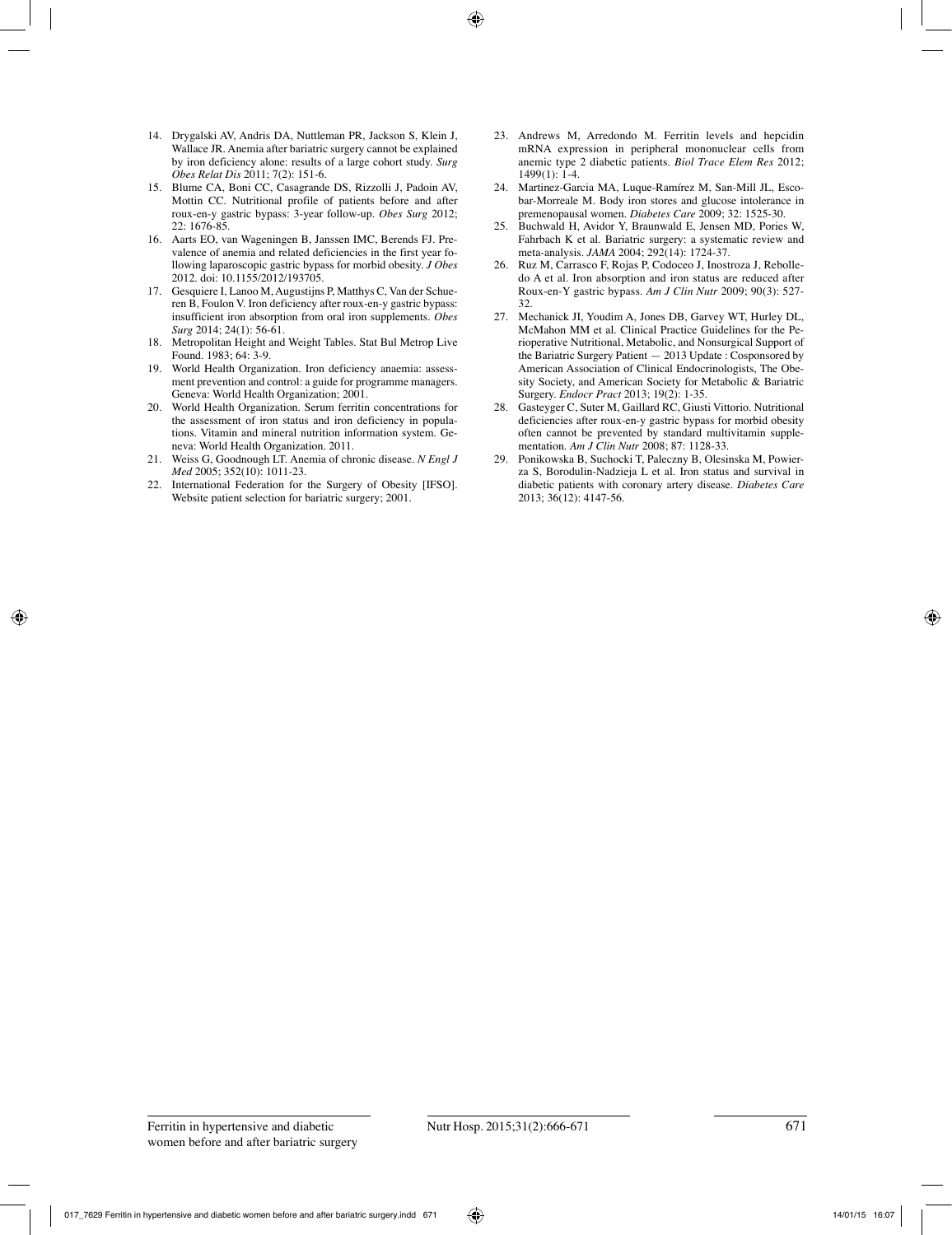14. Drygalski AV, Andris DA, Nuttleman PR, Jackson S, Klein J, Wallace JR. Anemia after bariatric surgery cannot be explained by iron deficiency alone: results of a large cohort study. *Surg Obes Relat Dis* 2011; 7(2): 151-6.
15. Blume CA, Boni CC, Casagrande DS, Rizzolli J, Padoin AV, Mottin CC. Nutritional profile of patients before and after roux-en-y gastric bypass: 3-year follow-up. *Obes Surg* 2012; 22: 1676-85.
16. Aarts EO, van Wageningen B, Janssen IMC, Berends FJ. Prevalence of anemia and related deficiencies in the first year following laparoscopic gastric bypass for morbid obesity. *J Obes* 2012. doi: 10.1155/2012/193705.
17. Gesquiere I, Lanoo M, Augustijns P, Matthys C, Van der Schueren B, Foulon V. Iron deficiency after roux-en-y gastric bypass: insufficient iron absorption from oral iron supplements. *Obes Surg* 2014; 24(1): 56-61.
18. Metropolitan Height and Weight Tables. Stat Bul Metrop Live Found. 1983; 64: 3-9.
19. World Health Organization. Iron deficiency anaemia: assessment prevention and control: a guide for programme managers. Geneva: World Health Organization; 2001.
20. World Health Organization. Serum ferritin concentrations for the assessment of iron status and iron deficiency in populations. Vitamin and mineral nutrition information system. Geneva: World Health Organization. 2011.
21. Weiss G, Goodnough LT. Anemia of chronic disease. *N Engl J Med* 2005; 352(10): 1011-23.
22. International Federation for the Surgery of Obesity [IFSO]. Website patient selection for bariatric surgery; 2001.
23. Andrews M, Arredondo M. Ferritin levels and hepcidin mRNA expression in peripheral mononuclear cells from anemic type 2 diabetic patients. *Biol Trace Elem Res* 2012; 1499(1): 1-4.
24. Martinez-Garcia MA, Luque-Ramírez M, San-Mill JL, Escobar-Morreale M. Body iron stores and glucose intolerance in premenopausal women. *Diabetes Care* 2009; 32: 1525-30.
25. Buchwald H, Avidor Y, Braunwald E, Jensen MD, Pories W, Fahrbach K et al. Bariatric surgery: a systematic review and meta-analysis. *JAMA* 2004; 292(14): 1724-37.
26. Ruz M, Carrasco F, Rojas P, Codoceo J, Inostroza J, Rebolledo A et al. Iron absorption and iron status are reduced after Roux-en-Y gastric bypass. *Am J Clin Nutr* 2009; 90(3): 527-32.
27. Mechanick JI, Youdim A, Jones DB, Garvey WT, Hurley DL, McMahon MM et al. Clinical Practice Guidelines for the Perioperative Nutritional, Metabolic, and Nonsurgical Support of the Bariatric Surgery Patient — 2013 Update : Cosponsored by American Association of Clinical Endocrinologists, The Obesity Society, and American Society for Metabolic & Bariatric Surgery. *Endocr Pract* 2013; 19(2): 1-35.
28. Gasteyger C, Suter M, Gaillard RC, Giusti Vittorio. Nutritional deficiencies after roux-en-y gastric bypass for morbid obesity often cannot be prevented by standard multivitamin supplementation. *Am J Clin Nutr* 2008; 87: 1128-33.
29. Ponikowska B, Suchocki T, Paleczny B, Olesinska M, Powierza S, Borodulin-Nadzieja L et al. Iron status and survival in diabetic patients with coronary artery disease. *Diabetes Care* 2013; 36(12): 4147-56.